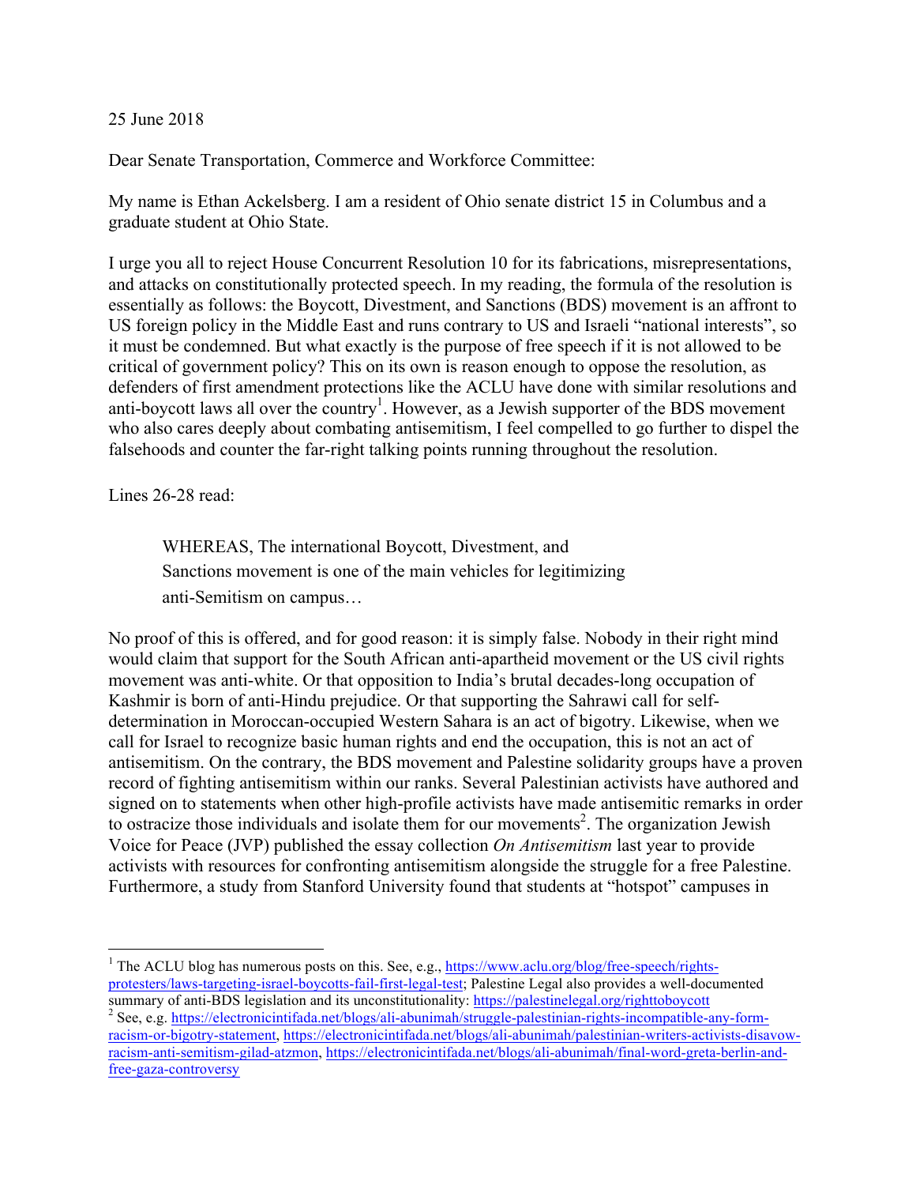25 June 2018

Dear Senate Transportation, Commerce and Workforce Committee:

My name is Ethan Ackelsberg. I am a resident of Ohio senate district 15 in Columbus and a graduate student at Ohio State.

I urge you all to reject House Concurrent Resolution 10 for its fabrications, misrepresentations, and attacks on constitutionally protected speech. In my reading, the formula of the resolution is essentially as follows: the Boycott, Divestment, and Sanctions (BDS) movement is an affront to US foreign policy in the Middle East and runs contrary to US and Israeli "national interests", so it must be condemned. But what exactly is the purpose of free speech if it is not allowed to be critical of government policy? This on its own is reason enough to oppose the resolution, as defenders of first amendment protections like the ACLU have done with similar resolutions and anti-boycott laws all over the country[1]. However, as a Jewish supporter of the BDS movement who also cares deeply about combating antisemitism, I feel compelled to go further to dispel the falsehoods and counter the far-right talking points running throughout the resolution.

Lines 26-28 read:

> WHEREAS, The international Boycott, Divestment, and Sanctions movement is one of the main vehicles for legitimizing anti-Semitism on campus…

No proof of this is offered, and for good reason: it is simply false. Nobody in their right mind would claim that support for the South African anti-apartheid movement or the US civil rights movement was anti-white. Or that opposition to India's brutal decades-long occupation of Kashmir is born of anti-Hindu prejudice. Or that supporting the Sahrawi call for self-determination in Moroccan-occupied Western Sahara is an act of bigotry. Likewise, when we call for Israel to recognize basic human rights and end the occupation, this is not an act of antisemitism. On the contrary, the BDS movement and Palestine solidarity groups have a proven record of fighting antisemitism within our ranks. Several Palestinian activists have authored and signed on to statements when other high-profile activists have made antisemitic remarks in order to ostracize those individuals and isolate them for our movements[2]. The organization Jewish Voice for Peace (JVP) published the essay collection *On Antisemitism* last year to provide activists with resources for confronting antisemitism alongside the struggle for a free Palestine. Furthermore, a study from Stanford University found that students at "hotspot" campuses in

---

[1] The ACLU blog has numerous posts on this. See, e.g., https://www.aclu.org/blog/free-speech/rights-protesters/laws-targeting-israel-boycotts-fail-first-legal-test; Palestine Legal also provides a well-documented summary of anti-BDS legislation and its unconstitutionality: https://palestinelegal.org/righttoboycott

[2] See, e.g. https://electronicintifada.net/blogs/ali-abunimah/struggle-palestinian-rights-incompatible-any-form-racism-or-bigotry-statement, https://electronicintifada.net/blogs/ali-abunimah/palestinian-writers-activists-disavow-racism-anti-semitism-gilad-atzmon, https://electronicintifada.net/blogs/ali-abunimah/final-word-greta-berlin-and-free-gaza-controversy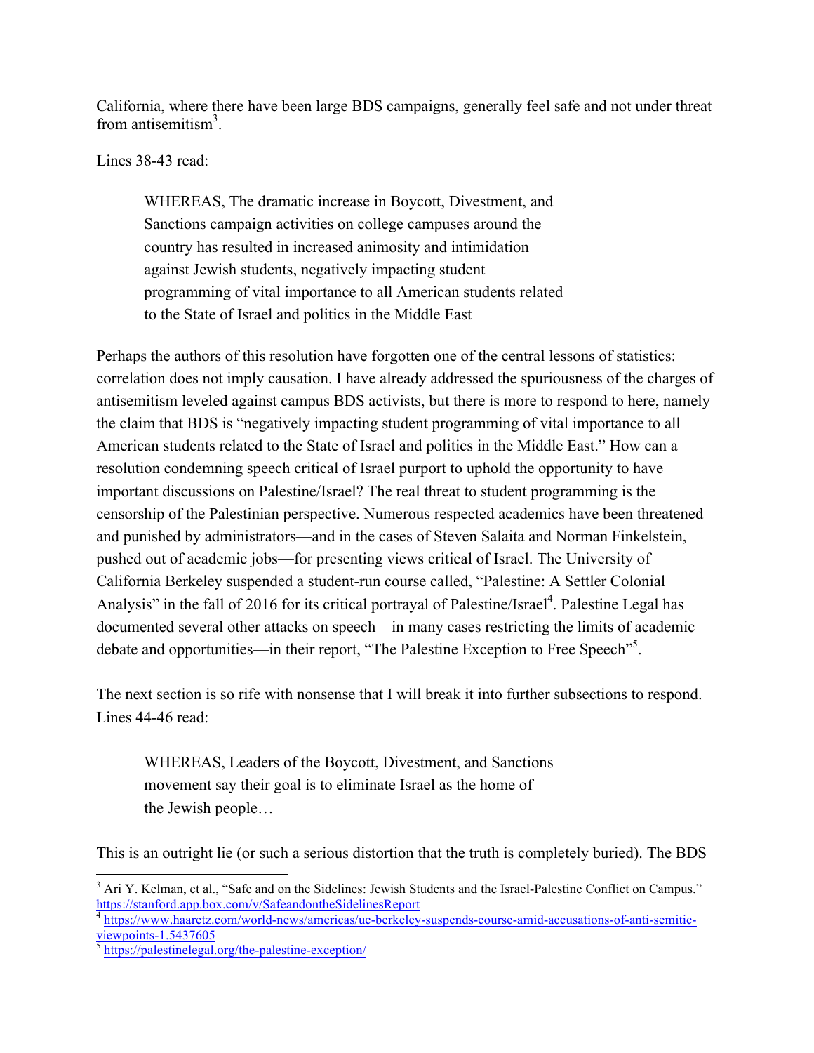California, where there have been large BDS campaigns, generally feel safe and not under threat from antisemitism[3].

Lines 38-43 read:

> WHEREAS, The dramatic increase in Boycott, Divestment, and Sanctions campaign activities on college campuses around the country has resulted in increased animosity and intimidation against Jewish students, negatively impacting student programming of vital importance to all American students related to the State of Israel and politics in the Middle East

Perhaps the authors of this resolution have forgotten one of the central lessons of statistics: correlation does not imply causation. I have already addressed the spuriousness of the charges of antisemitism leveled against campus BDS activists, but there is more to respond to here, namely the claim that BDS is "negatively impacting student programming of vital importance to all American students related to the State of Israel and politics in the Middle East." How can a resolution condemning speech critical of Israel purport to uphold the opportunity to have important discussions on Palestine/Israel? The real threat to student programming is the censorship of the Palestinian perspective. Numerous respected academics have been threatened and punished by administrators—and in the cases of Steven Salaita and Norman Finkelstein, pushed out of academic jobs—for presenting views critical of Israel. The University of California Berkeley suspended a student-run course called, "Palestine: A Settler Colonial Analysis" in the fall of 2016 for its critical portrayal of Palestine/Israel[4]. Palestine Legal has documented several other attacks on speech—in many cases restricting the limits of academic debate and opportunities—in their report, "The Palestine Exception to Free Speech"[5].

The next section is so rife with nonsense that I will break it into further subsections to respond. Lines 44-46 read:

> WHEREAS, Leaders of the Boycott, Divestment, and Sanctions movement say their goal is to eliminate Israel as the home of the Jewish people…

This is an outright lie (or such a serious distortion that the truth is completely buried). The BDS

---

[3] Ari Y. Kelman, et al., "Safe and on the Sidelines: Jewish Students and the Israel-Palestine Conflict on Campus." https://stanford.app.box.com/v/SafeandontheSidelinesReport

[4] https://www.haaretz.com/world-news/americas/uc-berkeley-suspends-course-amid-accusations-of-anti-semitic-viewpoints-1.5437605

[5] https://palestinelegal.org/the-palestine-exception/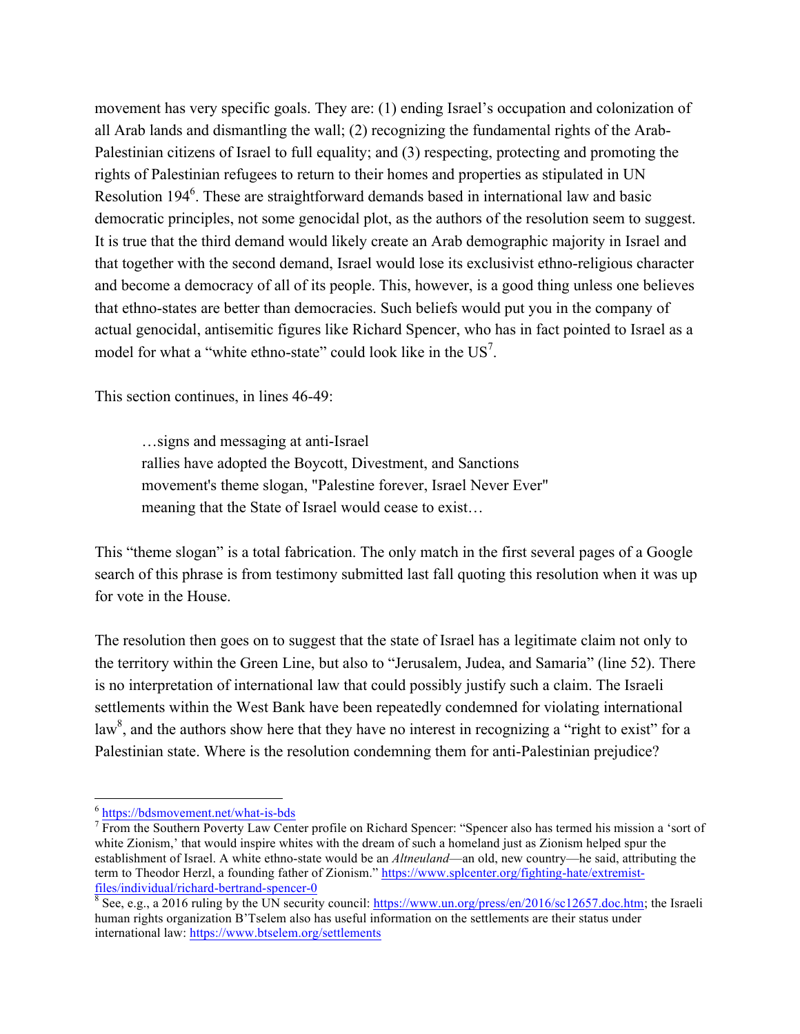movement has very specific goals. They are: (1) ending Israel's occupation and colonization of all Arab lands and dismantling the wall; (2) recognizing the fundamental rights of the Arab-Palestinian citizens of Israel to full equality; and (3) respecting, protecting and promoting the rights of Palestinian refugees to return to their homes and properties as stipulated in UN Resolution 194[6]. These are straightforward demands based in international law and basic democratic principles, not some genocidal plot, as the authors of the resolution seem to suggest. It is true that the third demand would likely create an Arab demographic majority in Israel and that together with the second demand, Israel would lose its exclusivist ethno-religious character and become a democracy of all of its people. This, however, is a good thing unless one believes that ethno-states are better than democracies. Such beliefs would put you in the company of actual genocidal, antisemitic figures like Richard Spencer, who has in fact pointed to Israel as a model for what a "white ethno-state" could look like in the US[7].

This section continues, in lines 46-49:

> …signs and messaging at anti-Israel
> rallies have adopted the Boycott, Divestment, and Sanctions
> movement's theme slogan, "Palestine forever, Israel Never Ever"
> meaning that the State of Israel would cease to exist…

This "theme slogan" is a total fabrication. The only match in the first several pages of a Google search of this phrase is from testimony submitted last fall quoting this resolution when it was up for vote in the House.

The resolution then goes on to suggest that the state of Israel has a legitimate claim not only to the territory within the Green Line, but also to "Jerusalem, Judea, and Samaria" (line 52). There is no interpretation of international law that could possibly justify such a claim. The Israeli settlements within the West Bank have been repeatedly condemned for violating international law[8], and the authors show here that they have no interest in recognizing a "right to exist" for a Palestinian state. Where is the resolution condemning them for anti-Palestinian prejudice?

---

[6] https://bdsmovement.net/what-is-bds

[7] From the Southern Poverty Law Center profile on Richard Spencer: "Spencer also has termed his mission a 'sort of white Zionism,' that would inspire whites with the dream of such a homeland just as Zionism helped spur the establishment of Israel. A white ethno-state would be an *Altneuland*—an old, new country—he said, attributing the term to Theodor Herzl, a founding father of Zionism." https://www.splcenter.org/fighting-hate/extremist-files/individual/richard-bertrand-spencer-0

[8] See, e.g., a 2016 ruling by the UN security council: https://www.un.org/press/en/2016/sc12657.doc.htm; the Israeli human rights organization B'Tselem also has useful information on the settlements are their status under international law: https://www.btselem.org/settlements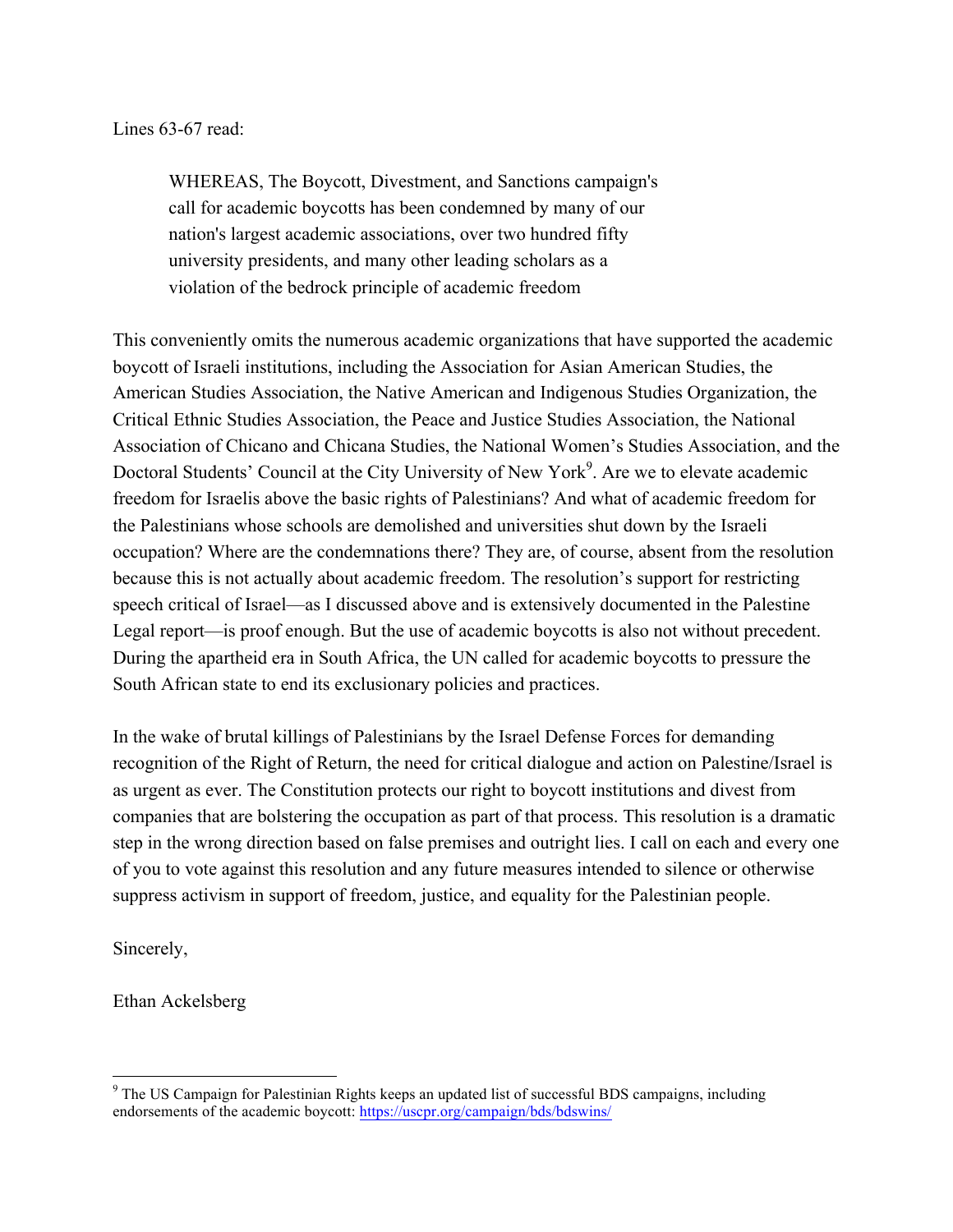Lines 63-67 read:

> WHEREAS, The Boycott, Divestment, and Sanctions campaign's call for academic boycotts has been condemned by many of our nation's largest academic associations, over two hundred fifty university presidents, and many other leading scholars as a violation of the bedrock principle of academic freedom

This conveniently omits the numerous academic organizations that have supported the academic boycott of Israeli institutions, including the Association for Asian American Studies, the American Studies Association, the Native American and Indigenous Studies Organization, the Critical Ethnic Studies Association, the Peace and Justice Studies Association, the National Association of Chicano and Chicana Studies, the National Women's Studies Association, and the Doctoral Students' Council at the City University of New York[9]. Are we to elevate academic freedom for Israelis above the basic rights of Palestinians? And what of academic freedom for the Palestinians whose schools are demolished and universities shut down by the Israeli occupation? Where are the condemnations there? They are, of course, absent from the resolution because this is not actually about academic freedom. The resolution's support for restricting speech critical of Israel—as I discussed above and is extensively documented in the Palestine Legal report—is proof enough. But the use of academic boycotts is also not without precedent. During the apartheid era in South Africa, the UN called for academic boycotts to pressure the South African state to end its exclusionary policies and practices.

In the wake of brutal killings of Palestinians by the Israel Defense Forces for demanding recognition of the Right of Return, the need for critical dialogue and action on Palestine/Israel is as urgent as ever. The Constitution protects our right to boycott institutions and divest from companies that are bolstering the occupation as part of that process. This resolution is a dramatic step in the wrong direction based on false premises and outright lies. I call on each and every one of you to vote against this resolution and any future measures intended to silence or otherwise suppress activism in support of freedom, justice, and equality for the Palestinian people.

Sincerely,

Ethan Ackelsberg

---

[9] The US Campaign for Palestinian Rights keeps an updated list of successful BDS campaigns, including endorsements of the academic boycott: https://uscpr.org/campaign/bds/bdswins/